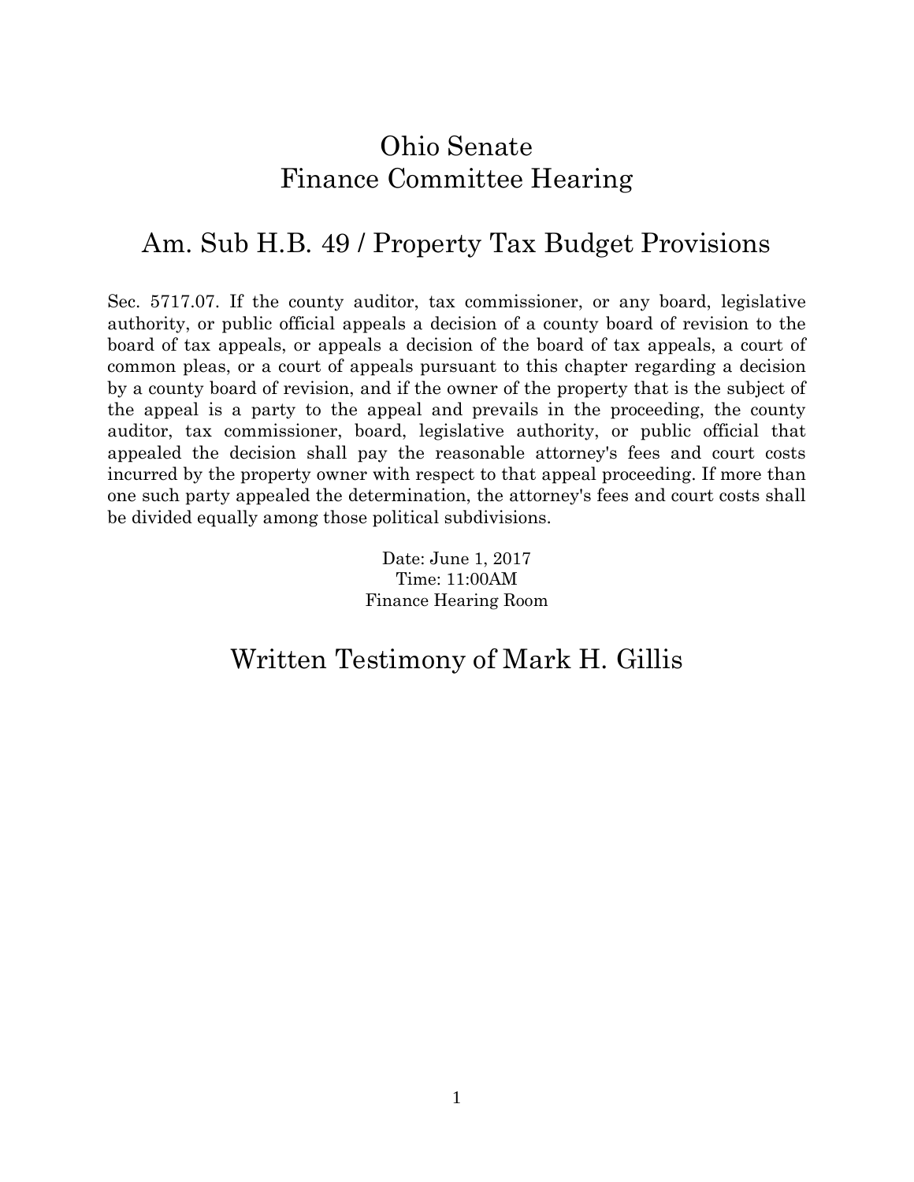# Ohio Senate
# Finance Committee Hearing

## Am. Sub H.B. 49 / Property Tax Budget Provisions

Sec. 5717.07. If the county auditor, tax commissioner, or any board, legislative authority, or public official appeals a decision of a county board of revision to the board of tax appeals, or appeals a decision of the board of tax appeals, a court of common pleas, or a court of appeals pursuant to this chapter regarding a decision by a county board of revision, and if the owner of the property that is the subject of the appeal is a party to the appeal and prevails in the proceeding, the county auditor, tax commissioner, board, legislative authority, or public official that appealed the decision shall pay the reasonable attorney's fees and court costs incurred by the property owner with respect to that appeal proceeding. If more than one such party appealed the determination, the attorney's fees and court costs shall be divided equally among those political subdivisions.

Date: June 1, 2017
Time: 11:00AM
Finance Hearing Room

## Written Testimony of Mark H. Gillis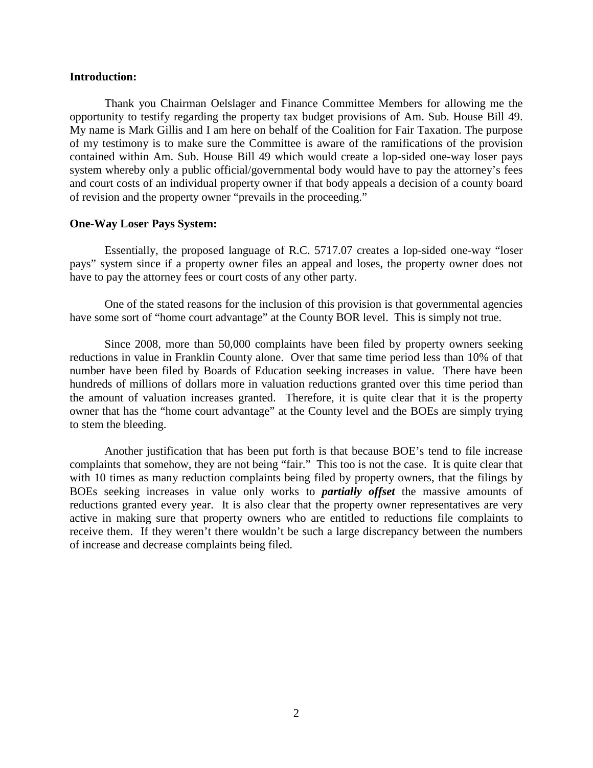**Introduction:**

Thank you Chairman Oelslager and Finance Committee Members for allowing me the opportunity to testify regarding the property tax budget provisions of Am. Sub. House Bill 49. My name is Mark Gillis and I am here on behalf of the Coalition for Fair Taxation. The purpose of my testimony is to make sure the Committee is aware of the ramifications of the provision contained within Am. Sub. House Bill 49 which would create a lop-sided one-way loser pays system whereby only a public official/governmental body would have to pay the attorney's fees and court costs of an individual property owner if that body appeals a decision of a county board of revision and the property owner "prevails in the proceeding."

**One-Way Loser Pays System:**

Essentially, the proposed language of R.C. 5717.07 creates a lop-sided one-way "loser pays" system since if a property owner files an appeal and loses, the property owner does not have to pay the attorney fees or court costs of any other party.

One of the stated reasons for the inclusion of this provision is that governmental agencies have some sort of "home court advantage" at the County BOR level. This is simply not true.

Since 2008, more than 50,000 complaints have been filed by property owners seeking reductions in value in Franklin County alone. Over that same time period less than 10% of that number have been filed by Boards of Education seeking increases in value. There have been hundreds of millions of dollars more in valuation reductions granted over this time period than the amount of valuation increases granted. Therefore, it is quite clear that it is the property owner that has the "home court advantage" at the County level and the BOEs are simply trying to stem the bleeding.

Another justification that has been put forth is that because BOE's tend to file increase complaints that somehow, they are not being "fair." This too is not the case. It is quite clear that with 10 times as many reduction complaints being filed by property owners, that the filings by BOEs seeking increases in value only works to ***partially offset*** the massive amounts of reductions granted every year. It is also clear that the property owner representatives are very active in making sure that property owners who are entitled to reductions file complaints to receive them. If they weren't there wouldn't be such a large discrepancy between the numbers of increase and decrease complaints being filed.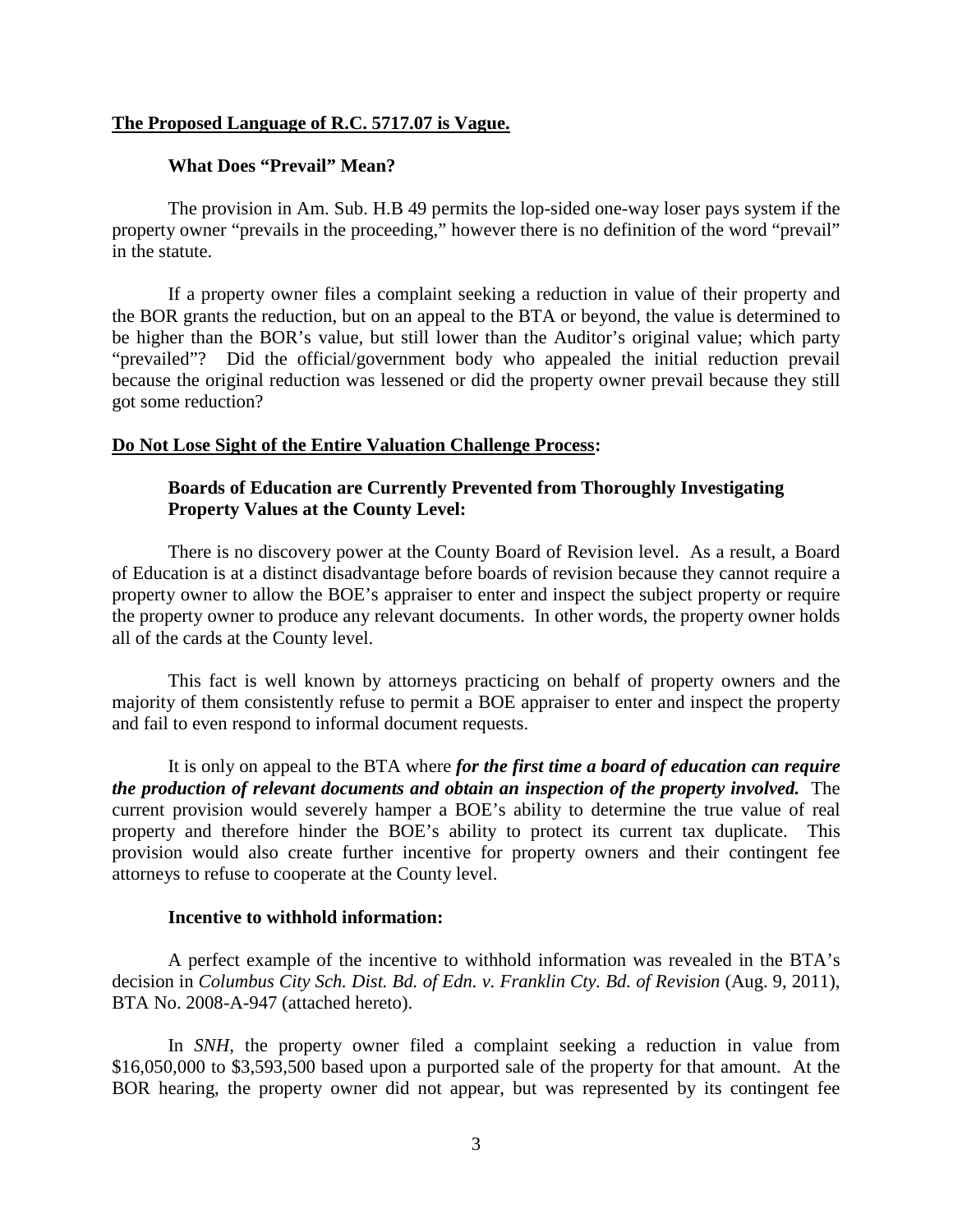**The Proposed Language of R.C. 5717.07 is Vague.**

**What Does "Prevail" Mean?**

The provision in Am. Sub. H.B 49 permits the lop-sided one-way loser pays system if the property owner "prevails in the proceeding," however there is no definition of the word "prevail" in the statute.

If a property owner files a complaint seeking a reduction in value of their property and the BOR grants the reduction, but on an appeal to the BTA or beyond, the value is determined to be higher than the BOR's value, but still lower than the Auditor's original value; which party "prevailed"? Did the official/government body who appealed the initial reduction prevail because the original reduction was lessened or did the property owner prevail because they still got some reduction?

**Do Not Lose Sight of the Entire Valuation Challenge Process:**

**Boards of Education are Currently Prevented from Thoroughly Investigating Property Values at the County Level:**

There is no discovery power at the County Board of Revision level. As a result, a Board of Education is at a distinct disadvantage before boards of revision because they cannot require a property owner to allow the BOE's appraiser to enter and inspect the subject property or require the property owner to produce any relevant documents. In other words, the property owner holds all of the cards at the County level.

This fact is well known by attorneys practicing on behalf of property owners and the majority of them consistently refuse to permit a BOE appraiser to enter and inspect the property and fail to even respond to informal document requests.

It is only on appeal to the BTA where ***for the first time a board of education can require the production of relevant documents and obtain an inspection of the property involved.*** The current provision would severely hamper a BOE's ability to determine the true value of real property and therefore hinder the BOE's ability to protect its current tax duplicate. This provision would also create further incentive for property owners and their contingent fee attorneys to refuse to cooperate at the County level.

**Incentive to withhold information:**

A perfect example of the incentive to withhold information was revealed in the BTA's decision in *Columbus City Sch. Dist. Bd. of Edn. v. Franklin Cty. Bd. of Revision* (Aug. 9, 2011), BTA No. 2008-A-947 (attached hereto).

In *SNH*, the property owner filed a complaint seeking a reduction in value from \$16,050,000 to \$3,593,500 based upon a purported sale of the property for that amount. At the BOR hearing, the property owner did not appear, but was represented by its contingent fee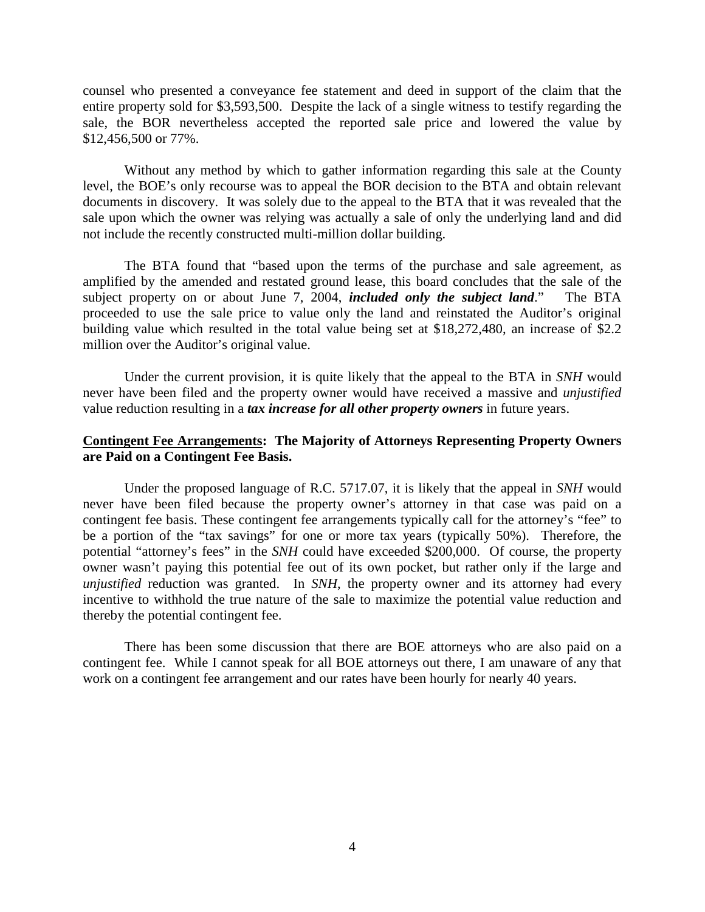counsel who presented a conveyance fee statement and deed in support of the claim that the entire property sold for $3,593,500. Despite the lack of a single witness to testify regarding the sale, the BOR nevertheless accepted the reported sale price and lowered the value by $12,456,500 or 77%.

Without any method by which to gather information regarding this sale at the County level, the BOE's only recourse was to appeal the BOR decision to the BTA and obtain relevant documents in discovery. It was solely due to the appeal to the BTA that it was revealed that the sale upon which the owner was relying was actually a sale of only the underlying land and did not include the recently constructed multi-million dollar building.

The BTA found that "based upon the terms of the purchase and sale agreement, as amplified by the amended and restated ground lease, this board concludes that the sale of the subject property on or about June 7, 2004, ***included only the subject land***." The BTA proceeded to use the sale price to value only the land and reinstated the Auditor's original building value which resulted in the total value being set at $18,272,480, an increase of $2.2 million over the Auditor's original value.

Under the current provision, it is quite likely that the appeal to the BTA in *SNH* would never have been filed and the property owner would have received a massive and *unjustified* value reduction resulting in a ***tax increase for all other property owners*** in future years.

**<u>Contingent Fee Arrangements</u>: The Majority of Attorneys Representing Property Owners are Paid on a Contingent Fee Basis.**

Under the proposed language of R.C. 5717.07, it is likely that the appeal in *SNH* would never have been filed because the property owner's attorney in that case was paid on a contingent fee basis. These contingent fee arrangements typically call for the attorney's "fee" to be a portion of the "tax savings" for one or more tax years (typically 50%). Therefore, the potential "attorney's fees" in the *SNH* could have exceeded $200,000. Of course, the property owner wasn't paying this potential fee out of its own pocket, but rather only if the large and *unjustified* reduction was granted. In *SNH*, the property owner and its attorney had every incentive to withhold the true nature of the sale to maximize the potential value reduction and thereby the potential contingent fee.

There has been some discussion that there are BOE attorneys who are also paid on a contingent fee. While I cannot speak for all BOE attorneys out there, I am unaware of any that work on a contingent fee arrangement and our rates have been hourly for nearly 40 years.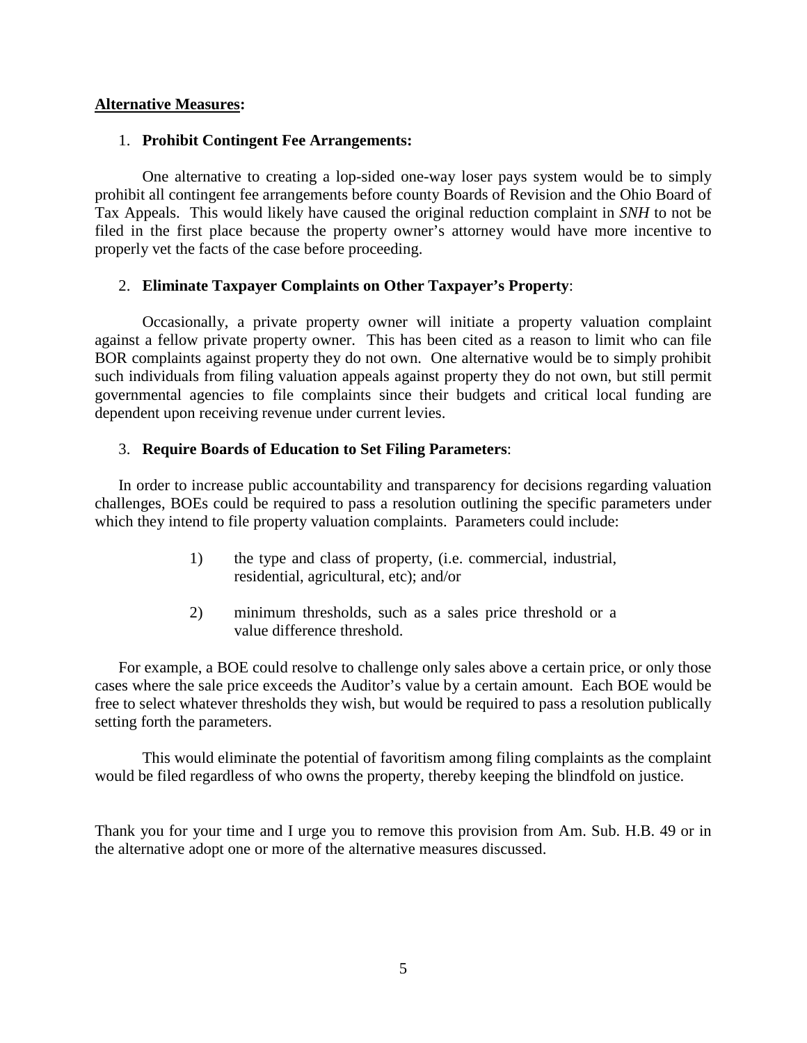**Alternative Measures:**

1. **Prohibit Contingent Fee Arrangements:**

One alternative to creating a lop-sided one-way loser pays system would be to simply prohibit all contingent fee arrangements before county Boards of Revision and the Ohio Board of Tax Appeals. This would likely have caused the original reduction complaint in *SNH* to not be filed in the first place because the property owner's attorney would have more incentive to properly vet the facts of the case before proceeding.

2. **Eliminate Taxpayer Complaints on Other Taxpayer's Property**:

Occasionally, a private property owner will initiate a property valuation complaint against a fellow private property owner. This has been cited as a reason to limit who can file BOR complaints against property they do not own. One alternative would be to simply prohibit such individuals from filing valuation appeals against property they do not own, but still permit governmental agencies to file complaints since their budgets and critical local funding are dependent upon receiving revenue under current levies.

3. **Require Boards of Education to Set Filing Parameters**:

In order to increase public accountability and transparency for decisions regarding valuation challenges, BOEs could be required to pass a resolution outlining the specific parameters under which they intend to file property valuation complaints. Parameters could include:

1) the type and class of property, (i.e. commercial, industrial, residential, agricultural, etc); and/or

2) minimum thresholds, such as a sales price threshold or a value difference threshold.

For example, a BOE could resolve to challenge only sales above a certain price, or only those cases where the sale price exceeds the Auditor's value by a certain amount. Each BOE would be free to select whatever thresholds they wish, but would be required to pass a resolution publically setting forth the parameters.

This would eliminate the potential of favoritism among filing complaints as the complaint would be filed regardless of who owns the property, thereby keeping the blindfold on justice.

Thank you for your time and I urge you to remove this provision from Am. Sub. H.B. 49 or in the alternative adopt one or more of the alternative measures discussed.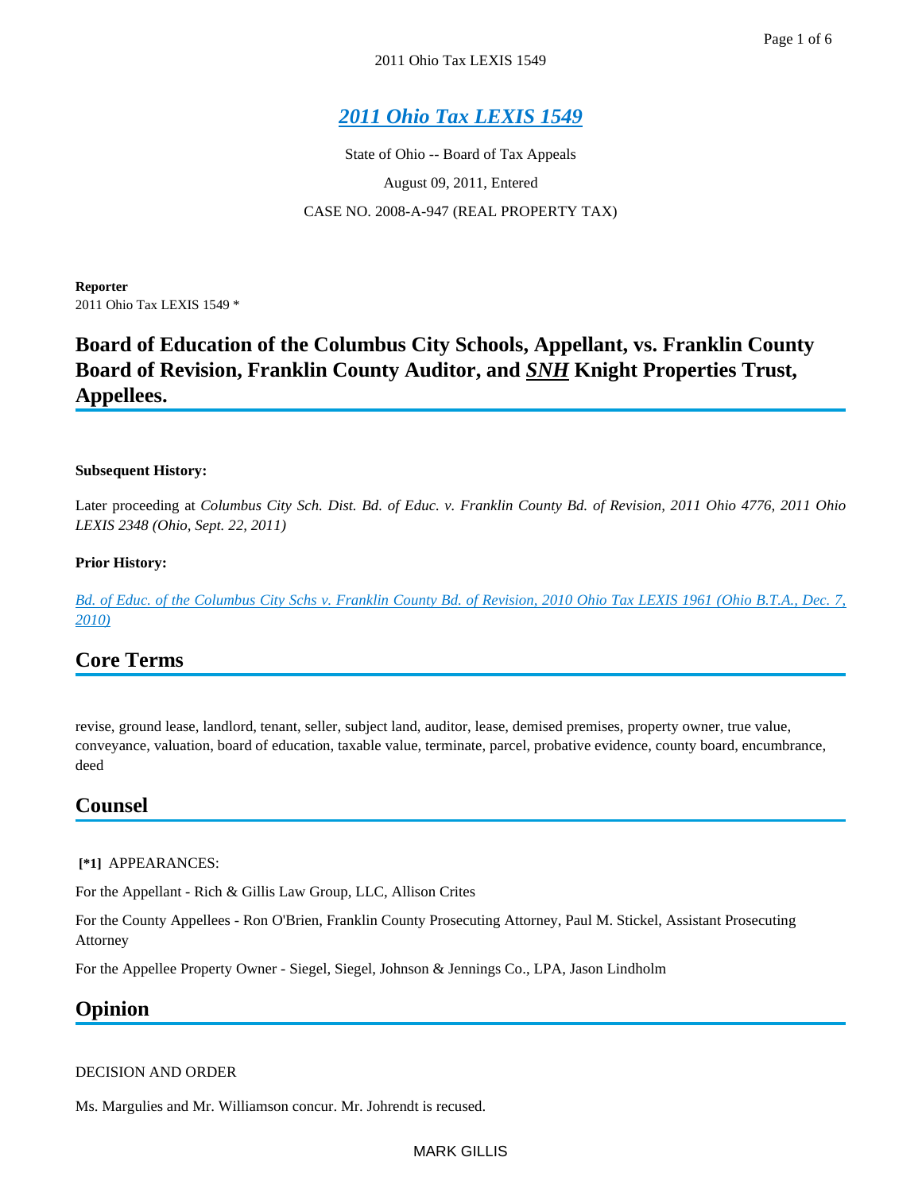# *2011 Ohio Tax LEXIS 1549*

State of Ohio -- Board of Tax Appeals

August 09, 2011, Entered

CASE NO. 2008-A-947 (REAL PROPERTY TAX)

**Reporter**

2011 Ohio Tax LEXIS 1549 *

## Board of Education of the Columbus City Schools, Appellant, vs. Franklin County Board of Revision, Franklin County Auditor, and *SNH* Knight Properties Trust, Appellees.

**Subsequent History:**

Later proceeding at *Columbus City Sch. Dist. Bd. of Educ. v. Franklin County Bd. of Revision, 2011 Ohio 4776, 2011 Ohio LEXIS 2348 (Ohio, Sept. 22, 2011)*

**Prior History:**

*Bd. of Educ. of the Columbus City Schs v. Franklin County Bd. of Revision, 2010 Ohio Tax LEXIS 1961 (Ohio B.T.A., Dec. 7, 2010)*

## Core Terms

revise, ground lease, landlord, tenant, seller, subject land, auditor, lease, demised premises, property owner, true value, conveyance, valuation, board of education, taxable value, terminate, parcel, probative evidence, county board, encumbrance, deed

## Counsel

**[*1]** APPEARANCES:

For the Appellant - Rich & Gillis Law Group, LLC, Allison Crites

For the County Appellees - Ron O'Brien, Franklin County Prosecuting Attorney, Paul M. Stickel, Assistant Prosecuting Attorney

For the Appellee Property Owner - Siegel, Siegel, Johnson & Jennings Co., LPA, Jason Lindholm

## Opinion

DECISION AND ORDER

Ms. Margulies and Mr. Williamson concur. Mr. Johrendt is recused.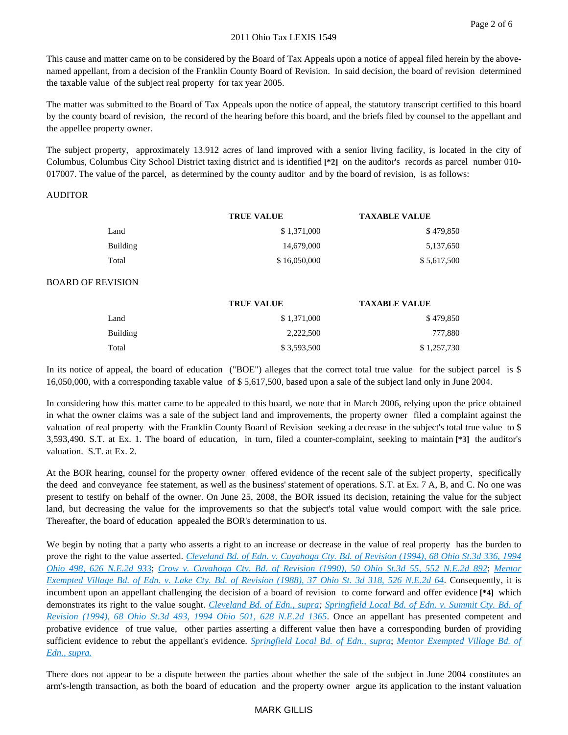This cause and matter came on to be considered by the Board of Tax Appeals upon a notice of appeal filed herein by the above-named appellant, from a decision of the Franklin County Board of Revision. In said decision, the board of revision determined the taxable value of the subject real property for tax year 2005.

The matter was submitted to the Board of Tax Appeals upon the notice of appeal, the statutory transcript certified to this board by the county board of revision, the record of the hearing before this board, and the briefs filed by counsel to the appellant and the appellee property owner.

The subject property, approximately 13.912 acres of land improved with a senior living facility, is located in the city of Columbus, Columbus City School District taxing district and is identified **[*2]** on the auditor's records as parcel number 010-017007. The value of the parcel, as determined by the county auditor and by the board of revision, is as follows:

AUDITOR

| | TRUE VALUE | TAXABLE VALUE |
|---|---|---|
| Land | $ 1,371,000 | $ 479,850 |
| Building | 14,679,000 | 5,137,650 |
| Total | $ 16,050,000 | $ 5,617,500 |

BOARD OF REVISION

| | TRUE VALUE | TAXABLE VALUE |
|---|---|---|
| Land | $ 1,371,000 | $ 479,850 |
| Building | 2,222,500 | 777,880 |
| Total | $ 3,593,500 | $ 1,257,730 |

In its notice of appeal, the board of education ("BOE") alleges that the correct total true value for the subject parcel is $ 16,050,000, with a corresponding taxable value of $ 5,617,500, based upon a sale of the subject land only in June 2004.

In considering how this matter came to be appealed to this board, we note that in March 2006, relying upon the price obtained in what the owner claims was a sale of the subject land and improvements, the property owner filed a complaint against the valuation of real property with the Franklin County Board of Revision seeking a decrease in the subject's total true value to $ 3,593,490. S.T. at Ex. 1. The board of education, in turn, filed a counter-complaint, seeking to maintain **[*3]** the auditor's valuation. S.T. at Ex. 2.

At the BOR hearing, counsel for the property owner offered evidence of the recent sale of the subject property, specifically the deed and conveyance fee statement, as well as the business' statement of operations. S.T. at Ex. 7 A, B, and C. No one was present to testify on behalf of the owner. On June 25, 2008, the BOR issued its decision, retaining the value for the subject land, but decreasing the value for the improvements so that the subject's total value would comport with the sale price. Thereafter, the board of education appealed the BOR's determination to us.

We begin by noting that a party who asserts a right to an increase or decrease in the value of real property has the burden to prove the right to the value asserted. *Cleveland Bd. of Edn. v. Cuyahoga Cty. Bd. of Revision (1994), 68 Ohio St.3d 336, 1994 Ohio 498, 626 N.E.2d 933*; *Crow v. Cuyahoga Cty. Bd. of Revision (1990), 50 Ohio St.3d 55, 552 N.E.2d 892*; *Mentor Exempted Village Bd. of Edn. v. Lake Cty. Bd. of Revision (1988), 37 Ohio St. 3d 318, 526 N.E.2d 64*. Consequently, it is incumbent upon an appellant challenging the decision of a board of revision to come forward and offer evidence **[*4]** which demonstrates its right to the value sought. *Cleveland Bd. of Edn., supra*; *Springfield Local Bd. of Edn. v. Summit Cty. Bd. of Revision (1994), 68 Ohio St.3d 493, 1994 Ohio 501, 628 N.E.2d 1365*. Once an appellant has presented competent and probative evidence of true value, other parties asserting a different value then have a corresponding burden of providing sufficient evidence to rebut the appellant's evidence. *Springfield Local Bd. of Edn., supra*; *Mentor Exempted Village Bd. of Edn., supra.*

There does not appear to be a dispute between the parties about whether the sale of the subject in June 2004 constitutes an arm's-length transaction, as both the board of education and the property owner argue its application to the instant valuation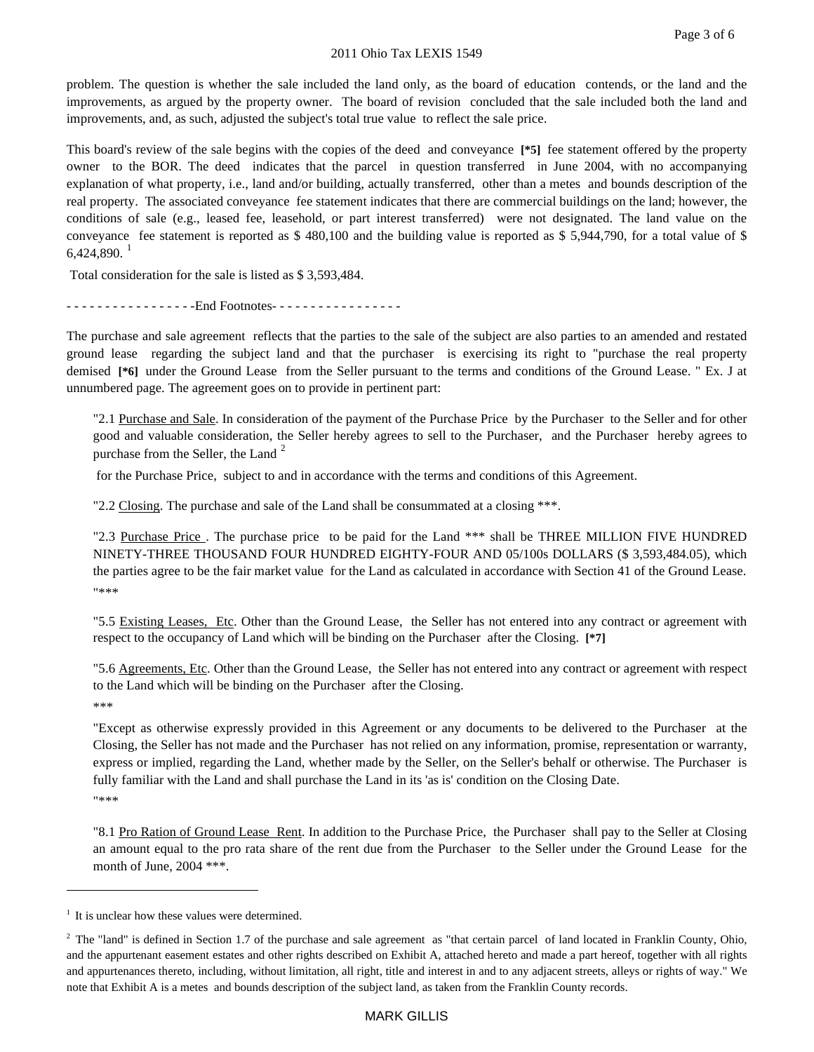problem. The question is whether the sale included the land only, as the board of education contends, or the land and the improvements, as argued by the property owner. The board of revision concluded that the sale included both the land and improvements, and, as such, adjusted the subject's total true value to reflect the sale price.

This board's review of the sale begins with the copies of the deed and conveyance **[*5]** fee statement offered by the property owner to the BOR. The deed indicates that the parcel in question transferred in June 2004, with no accompanying explanation of what property, i.e., land and/or building, actually transferred, other than a metes and bounds description of the real property. The associated conveyance fee statement indicates that there are commercial buildings on the land; however, the conditions of sale (e.g., leased fee, leasehold, or part interest transferred) were not designated. The land value on the conveyance fee statement is reported as $ 480,100 and the building value is reported as $ 5,944,790, for a total value of $ 6,424,890. [1]

Total consideration for the sale is listed as $ 3,593,484.

- - - - - - - - - - - - - - - - -End Footnotes- - - - - - - - - - - - - - - - -

The purchase and sale agreement reflects that the parties to the sale of the subject are also parties to an amended and restated ground lease regarding the subject land and that the purchaser is exercising its right to "purchase the real property demised **[*6]** under the Ground Lease from the Seller pursuant to the terms and conditions of the Ground Lease. " Ex. J at unnumbered page. The agreement goes on to provide in pertinent part:

> "2.1 Purchase and Sale. In consideration of the payment of the Purchase Price by the Purchaser to the Seller and for other good and valuable consideration, the Seller hereby agrees to sell to the Purchaser, and the Purchaser hereby agrees to purchase from the Seller, the Land [2]
>
> for the Purchase Price, subject to and in accordance with the terms and conditions of this Agreement.
>
> "2.2 Closing. The purchase and sale of the Land shall be consummated at a closing ***.
>
> "2.3 Purchase Price . The purchase price to be paid for the Land *** shall be THREE MILLION FIVE HUNDRED NINETY-THREE THOUSAND FOUR HUNDRED EIGHTY-FOUR AND 05/100s DOLLARS ($ 3,593,484.05), which the parties agree to be the fair market value for the Land as calculated in accordance with Section 41 of the Ground Lease. "***
>
> "5.5 Existing Leases, Etc. Other than the Ground Lease, the Seller has not entered into any contract or agreement with respect to the occupancy of Land which will be binding on the Purchaser after the Closing. **[*7]**
>
> "5.6 Agreements, Etc. Other than the Ground Lease, the Seller has not entered into any contract or agreement with respect to the Land which will be binding on the Purchaser after the Closing.
>
> ***
>
> "Except as otherwise expressly provided in this Agreement or any documents to be delivered to the Purchaser at the Closing, the Seller has not made and the Purchaser has not relied on any information, promise, representation or warranty, express or implied, regarding the Land, whether made by the Seller, on the Seller's behalf or otherwise. The Purchaser is fully familiar with the Land and shall purchase the Land in its 'as is' condition on the Closing Date.
>
> "***
>
> "8.1 Pro Ration of Ground Lease Rent. In addition to the Purchase Price, the Purchaser shall pay to the Seller at Closing an amount equal to the pro rata share of the rent due from the Purchaser to the Seller under the Ground Lease for the month of June, 2004 ***.

---

[1] It is unclear how these values were determined.

[2] The "land" is defined in Section 1.7 of the purchase and sale agreement as "that certain parcel of land located in Franklin County, Ohio, and the appurtenant easement estates and other rights described on Exhibit A, attached hereto and made a part hereof, together with all rights and appurtenances thereto, including, without limitation, all right, title and interest in and to any adjacent streets, alleys or rights of way." We note that Exhibit A is a metes and bounds description of the subject land, as taken from the Franklin County records.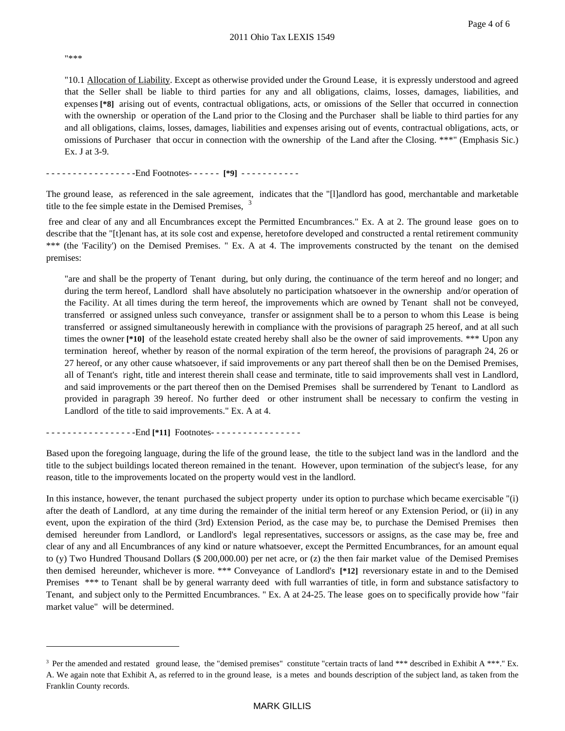"***

"10.1 Allocation of Liability. Except as otherwise provided under the Ground Lease, it is expressly understood and agreed that the Seller shall be liable to third parties for any and all obligations, claims, losses, damages, liabilities, and expenses **[*8]** arising out of events, contractual obligations, acts, or omissions of the Seller that occurred in connection with the ownership or operation of the Land prior to the Closing and the Purchaser shall be liable to third parties for any and all obligations, claims, losses, damages, liabilities and expenses arising out of events, contractual obligations, acts, or omissions of Purchaser that occur in connection with the ownership of the Land after the Closing. ***" (Emphasis Sic.) Ex. J at 3-9.

- - - - - - - - - - - - - - - - -End Footnotes- - - - - - **[*9]** - - - - - - - - - - -

The ground lease, as referenced in the sale agreement, indicates that the "[l]andlord has good, merchantable and marketable title to the fee simple estate in the Demised Premises, [3] free and clear of any and all Encumbrances except the Permitted Encumbrances." Ex. A at 2. The ground lease goes on to describe that the "[t]enant has, at its sole cost and expense, heretofore developed and constructed a rental retirement community *** (the 'Facility') on the Demised Premises. " Ex. A at 4. The improvements constructed by the tenant on the demised premises:

"are and shall be the property of Tenant during, but only during, the continuance of the term hereof and no longer; and during the term hereof, Landlord shall have absolutely no participation whatsoever in the ownership and/or operation of the Facility. At all times during the term hereof, the improvements which are owned by Tenant shall not be conveyed, transferred or assigned unless such conveyance, transfer or assignment shall be to a person to whom this Lease is being transferred or assigned simultaneously herewith in compliance with the provisions of paragraph 25 hereof, and at all such times the owner **[*10]** of the leasehold estate created hereby shall also be the owner of said improvements. *** Upon any termination hereof, whether by reason of the normal expiration of the term hereof, the provisions of paragraph 24, 26 or 27 hereof, or any other cause whatsoever, if said improvements or any part thereof shall then be on the Demised Premises, all of Tenant's right, title and interest therein shall cease and terminate, title to said improvements shall vest in Landlord, and said improvements or the part thereof then on the Demised Premises shall be surrendered by Tenant to Landlord as provided in paragraph 39 hereof. No further deed or other instrument shall be necessary to confirm the vesting in Landlord of the title to said improvements." Ex. A at 4.

- - - - - - - - - - - - - - - - -End **[*11]** Footnotes- - - - - - - - - - - - - - - - -

Based upon the foregoing language, during the life of the ground lease, the title to the subject land was in the landlord and the title to the subject buildings located thereon remained in the tenant. However, upon termination of the subject's lease, for any reason, title to the improvements located on the property would vest in the landlord.

In this instance, however, the tenant purchased the subject property under its option to purchase which became exercisable "(i) after the death of Landlord, at any time during the remainder of the initial term hereof or any Extension Period, or (ii) in any event, upon the expiration of the third (3rd) Extension Period, as the case may be, to purchase the Demised Premises then demised hereunder from Landlord, or Landlord's legal representatives, successors or assigns, as the case may be, free and clear of any and all Encumbrances of any kind or nature whatsoever, except the Permitted Encumbrances, for an amount equal to (y) Two Hundred Thousand Dollars ($ 200,000.00) per net acre, or (z) the then fair market value of the Demised Premises then demised hereunder, whichever is more. *** Conveyance of Landlord's **[*12]** reversionary estate in and to the Demised Premises *** to Tenant shall be by general warranty deed with full warranties of title, in form and substance satisfactory to Tenant, and subject only to the Permitted Encumbrances. " Ex. A at 24-25. The lease goes on to specifically provide how "fair market value" will be determined.

---

[3] Per the amended and restated ground lease, the "demised premises" constitute "certain tracts of land *** described in Exhibit A ***." Ex. A. We again note that Exhibit A, as referred to in the ground lease, is a metes and bounds description of the subject land, as taken from the Franklin County records.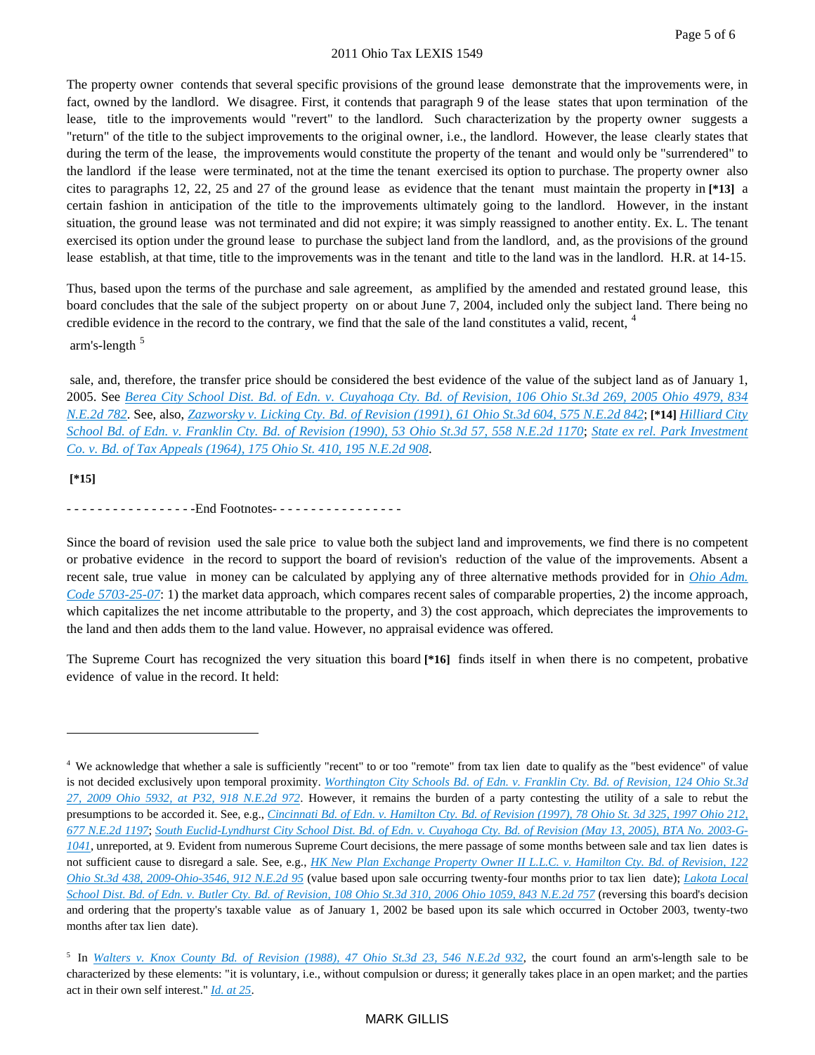The property owner contends that several specific provisions of the ground lease demonstrate that the improvements were, in fact, owned by the landlord. We disagree. First, it contends that paragraph 9 of the lease states that upon termination of the lease, title to the improvements would "revert" to the landlord. Such characterization by the property owner suggests a "return" of the title to the subject improvements to the original owner, i.e., the landlord. However, the lease clearly states that during the term of the lease, the improvements would constitute the property of the tenant and would only be "surrendered" to the landlord if the lease were terminated, not at the time the tenant exercised its option to purchase. The property owner also cites to paragraphs 12, 22, 25 and 27 of the ground lease as evidence that the tenant must maintain the property in **[*13]** a certain fashion in anticipation of the title to the improvements ultimately going to the landlord. However, in the instant situation, the ground lease was not terminated and did not expire; it was simply reassigned to another entity. Ex. L. The tenant exercised its option under the ground lease to purchase the subject land from the landlord, and, as the provisions of the ground lease establish, at that time, title to the improvements was in the tenant and title to the land was in the landlord. H.R. at 14-15.

Thus, based upon the terms of the purchase and sale agreement, as amplified by the amended and restated ground lease, this board concludes that the sale of the subject property on or about June 7, 2004, included only the subject land. There being no credible evidence in the record to the contrary, we find that the sale of the land constitutes a valid, recent, [4]

arm's-length [5]

sale, and, therefore, the transfer price should be considered the best evidence of the value of the subject land as of January 1, 2005. See *Berea City School Dist. Bd. of Edn. v. Cuyahoga Cty. Bd. of Revision, 106 Ohio St.3d 269, 2005 Ohio 4979, 834 N.E.2d 782*. See, also, *Zazworsky v. Licking Cty. Bd. of Revision (1991), 61 Ohio St.3d 604, 575 N.E.2d 842*; **[*14]** *Hilliard City School Bd. of Edn. v. Franklin Cty. Bd. of Revision (1990), 53 Ohio St.3d 57, 558 N.E.2d 1170*; *State ex rel. Park Investment Co. v. Bd. of Tax Appeals (1964), 175 Ohio St. 410, 195 N.E.2d 908*.

**[*15]**

- - - - - - - - - - - - - - - - -End Footnotes- - - - - - - - - - - - - - - - -

Since the board of revision used the sale price to value both the subject land and improvements, we find there is no competent or probative evidence in the record to support the board of revision's reduction of the value of the improvements. Absent a recent sale, true value in money can be calculated by applying any of three alternative methods provided for in *Ohio Adm. Code 5703-25-07*: 1) the market data approach, which compares recent sales of comparable properties, 2) the income approach, which capitalizes the net income attributable to the property, and 3) the cost approach, which depreciates the improvements to the land and then adds them to the land value. However, no appraisal evidence was offered.

The Supreme Court has recognized the very situation this board **[*16]** finds itself in when there is no competent, probative evidence of value in the record. It held:

---

[4] We acknowledge that whether a sale is sufficiently "recent" to or too "remote" from tax lien date to qualify as the "best evidence" of value is not decided exclusively upon temporal proximity. *Worthington City Schools Bd. of Edn. v. Franklin Cty. Bd. of Revision, 124 Ohio St.3d 27, 2009 Ohio 5932, at P32, 918 N.E.2d 972*. However, it remains the burden of a party contesting the utility of a sale to rebut the presumptions to be accorded it. See, e.g., *Cincinnati Bd. of Edn. v. Hamilton Cty. Bd. of Revision (1997), 78 Ohio St. 3d 325, 1997 Ohio 212, 677 N.E.2d 1197*; *South Euclid-Lyndhurst City School Dist. Bd. of Edn. v. Cuyahoga Cty. Bd. of Revision (May 13, 2005), BTA No. 2003-G-1041*, unreported, at 9. Evident from numerous Supreme Court decisions, the mere passage of some months between sale and tax lien dates is not sufficient cause to disregard a sale. See, e.g., *HK New Plan Exchange Property Owner II L.L.C. v. Hamilton Cty. Bd. of Revision, 122 Ohio St.3d 438, 2009-Ohio-3546, 912 N.E.2d 95* (value based upon sale occurring twenty-four months prior to tax lien date); *Lakota Local School Dist. Bd. of Edn. v. Butler Cty. Bd. of Revision, 108 Ohio St.3d 310, 2006 Ohio 1059, 843 N.E.2d 757* (reversing this board's decision and ordering that the property's taxable value as of January 1, 2002 be based upon its sale which occurred in October 2003, twenty-two months after tax lien date).

[5] In *Walters v. Knox County Bd. of Revision (1988), 47 Ohio St.3d 23, 546 N.E.2d 932*, the court found an arm's-length sale to be characterized by these elements: "it is voluntary, i.e., without compulsion or duress; it generally takes place in an open market; and the parties act in their own self interest." *Id. at 25*.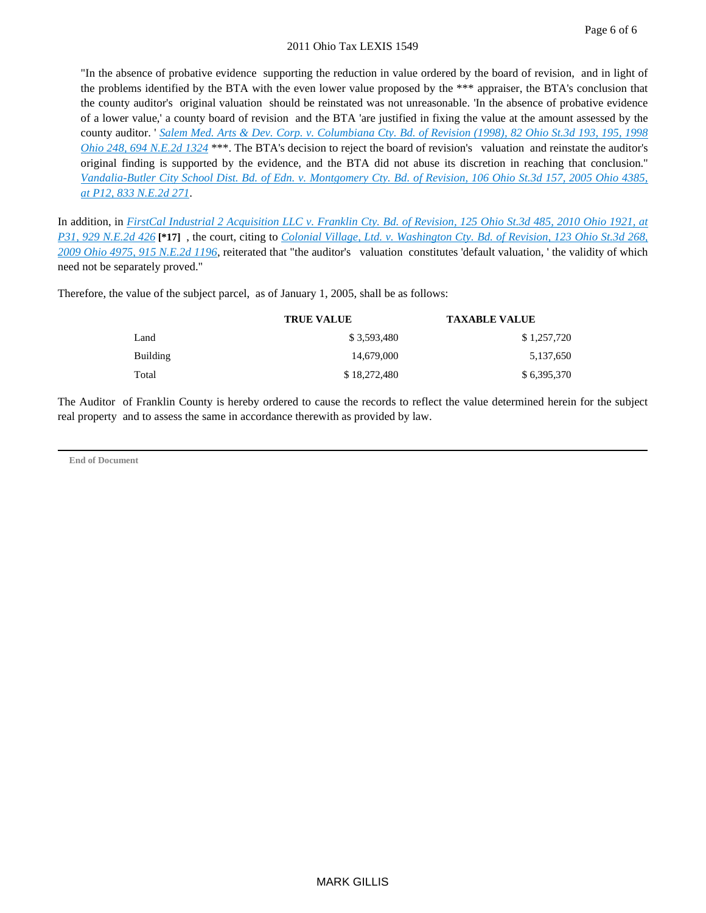"In the absence of probative evidence supporting the reduction in value ordered by the board of revision, and in light of the problems identified by the BTA with the even lower value proposed by the *** appraiser, the BTA's conclusion that the county auditor's original valuation should be reinstated was not unreasonable. 'In the absence of probative evidence of a lower value,' a county board of revision and the BTA 'are justified in fixing the value at the amount assessed by the county auditor. ' *Salem Med. Arts & Dev. Corp. v. Columbiana Cty. Bd. of Revision (1998), 82 Ohio St.3d 193, 195, 1998 Ohio 248, 694 N.E.2d 1324* ***. The BTA's decision to reject the board of revision's valuation and reinstate the auditor's original finding is supported by the evidence, and the BTA did not abuse its discretion in reaching that conclusion." *Vandalia-Butler City School Dist. Bd. of Edn. v. Montgomery Cty. Bd. of Revision, 106 Ohio St.3d 157, 2005 Ohio 4385, at P12, 833 N.E.2d 271*.

In addition, in *FirstCal Industrial 2 Acquisition LLC v. Franklin Cty. Bd. of Revision, 125 Ohio St.3d 485, 2010 Ohio 1921, at P31, 929 N.E.2d 426* **[*17]** , the court, citing to *Colonial Village, Ltd. v. Washington Cty. Bd. of Revision, 123 Ohio St.3d 268, 2009 Ohio 4975, 915 N.E.2d 1196*, reiterated that "the auditor's valuation constitutes 'default valuation, ' the validity of which need not be separately proved."

Therefore, the value of the subject parcel, as of January 1, 2005, shall be as follows:

| | TRUE VALUE | TAXABLE VALUE |
|---|---|---|
| Land | $ 3,593,480 | $ 1,257,720 |
| Building | 14,679,000 | 5,137,650 |
| Total | $ 18,272,480 | $ 6,395,370 |

The Auditor of Franklin County is hereby ordered to cause the records to reflect the value determined herein for the subject real property and to assess the same in accordance therewith as provided by law.

**End of Document**